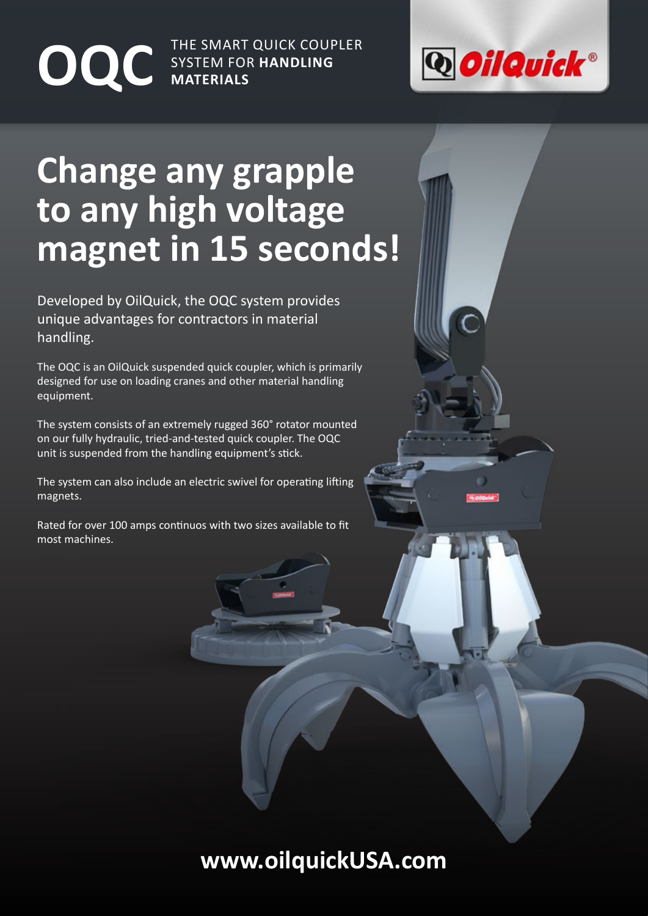# OQC

THE SMART QUICK COUPLER SYSTEM FOR **HANDLING MATERIALS**

OilQuick®

## Change any grapple to any high voltage magnet in 15 seconds!

Developed by OilQuick, the OQC system provides unique advantages for contractors in material handling.

The OQC is an OilQuick suspended quick coupler, which is primarily designed for use on loading cranes and other material handling equipment.

The system consists of an extremely rugged 360° rotator mounted on our fully hydraulic, tried-and-tested quick coupler. The OQC unit is suspended from the handling equipment's stick.

The system can also include an electric swivel for operating lifting magnets.

Rated for over 100 amps continuos with two sizes available to fit most machines.

**www.oilquickUSA.com**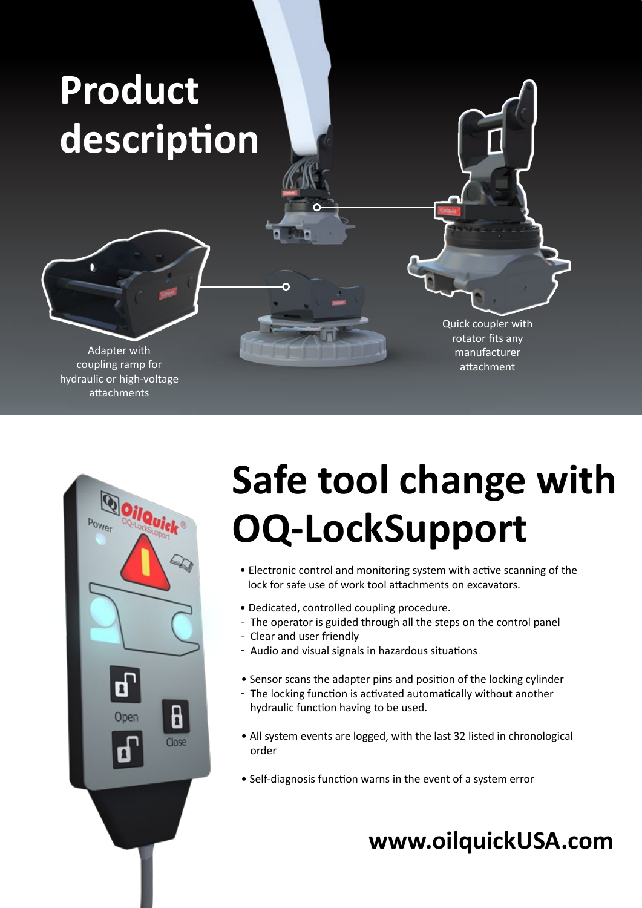# Product description

Adapter with coupling ramp for hydraulic or high-voltage attachments

Quick coupler with rotator fits any manufacturer attachment

# Safe tool change with OQ-LockSupport

- Electronic control and monitoring system with active scanning of the lock for safe use of work tool attachments on excavators.
- Dedicated, controlled coupling procedure.
  - The operator is guided through all the steps on the control panel
  - Clear and user friendly
  - Audio and visual signals in hazardous situations
- Sensor scans the adapter pins and position of the locking cylinder
  - The locking function is activated automatically without another hydraulic function having to be used.
- All system events are logged, with the last 32 listed in chronological order
- Self-diagnosis function warns in the event of a system error

**www.oilquickUSA.com**